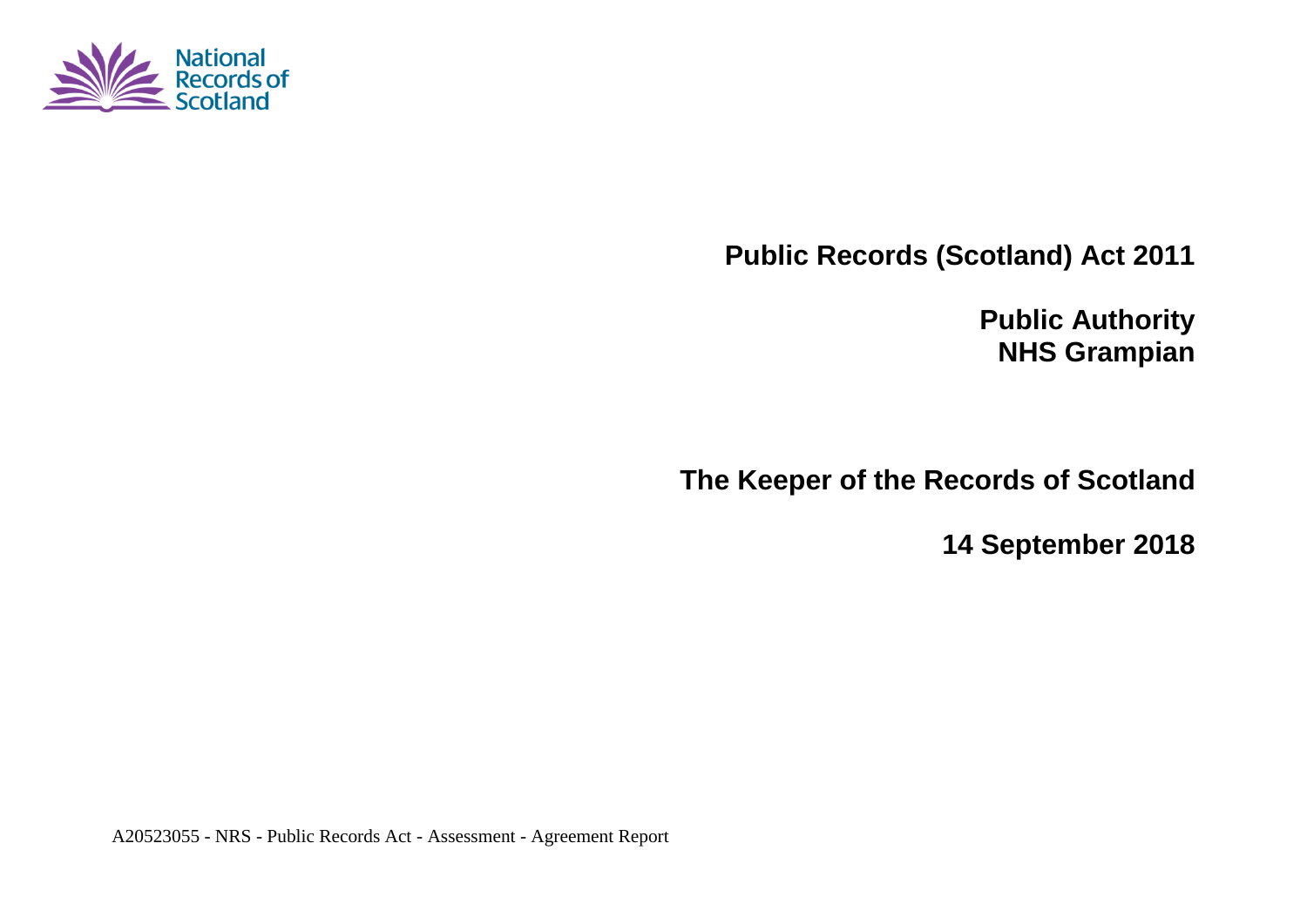National Records of Scotland

# Public Records (Scotland) Act 2011

## Public Authority
## NHS Grampian

## The Keeper of the Records of Scotland

## 14 September 2018

A20523055 - NRS - Public Records Act - Assessment - Agreement Report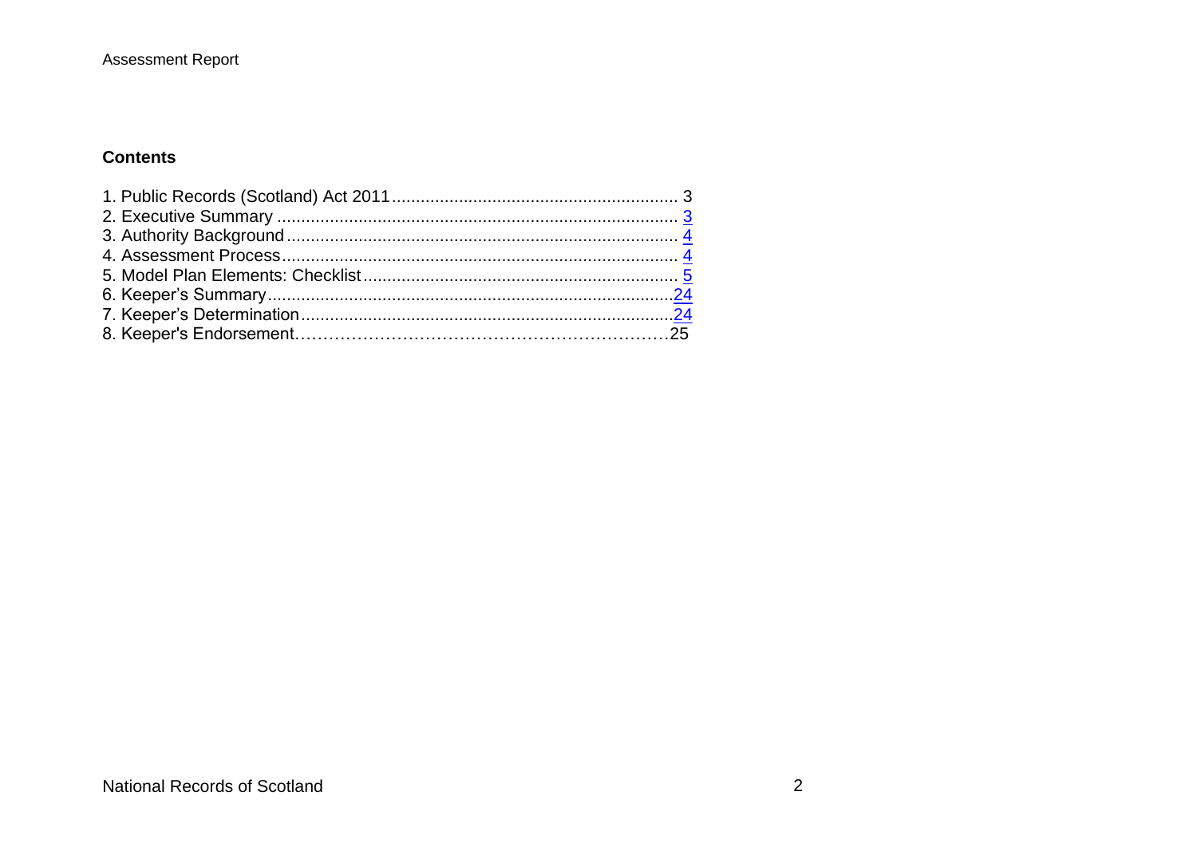## Contents

1. Public Records (Scotland) Act 2011 ........................................................... 3
2. Executive Summary ................................................................................... 3
3. Authority Background ................................................................................ 4
4. Assessment Process .................................................................................. 4
5. Model Plan Elements: Checklist ................................................................. 5
6. Keeper's Summary .................................................................................... 24
7. Keeper's Determination ............................................................................. 24
8. Keeper's Endorsement……………………………………………………………25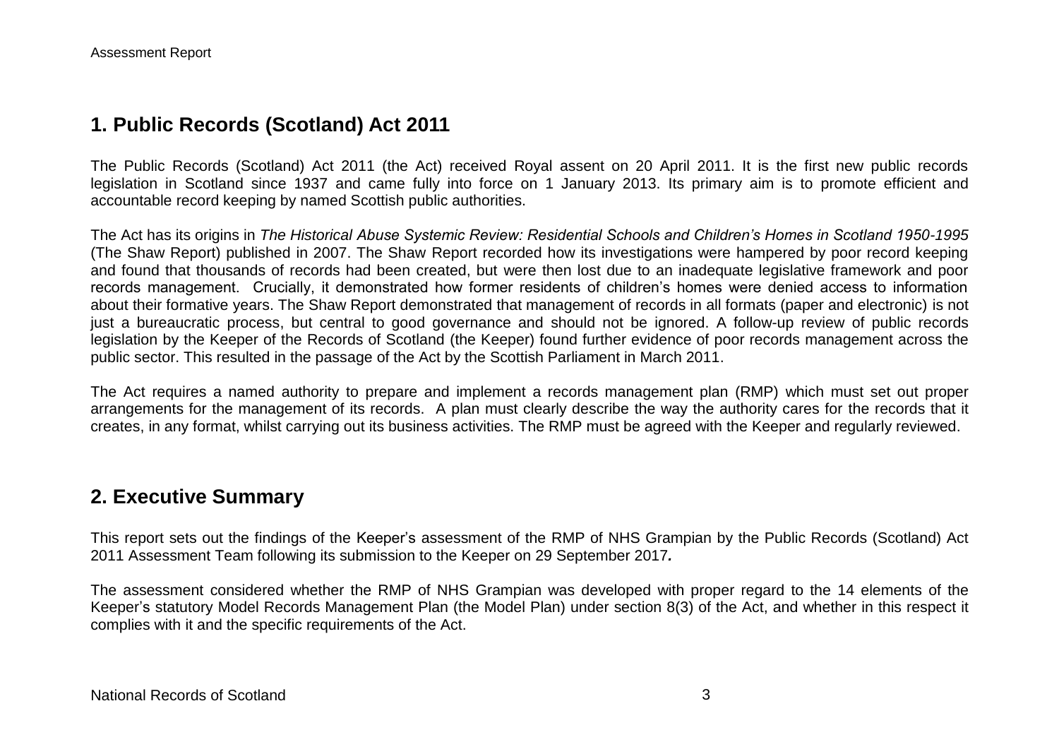## 1. Public Records (Scotland) Act 2011

The Public Records (Scotland) Act 2011 (the Act) received Royal assent on 20 April 2011. It is the first new public records legislation in Scotland since 1937 and came fully into force on 1 January 2013. Its primary aim is to promote efficient and accountable record keeping by named Scottish public authorities.

The Act has its origins in *The Historical Abuse Systemic Review: Residential Schools and Children's Homes in Scotland 1950-1995* (The Shaw Report) published in 2007. The Shaw Report recorded how its investigations were hampered by poor record keeping and found that thousands of records had been created, but were then lost due to an inadequate legislative framework and poor records management. Crucially, it demonstrated how former residents of children's homes were denied access to information about their formative years. The Shaw Report demonstrated that management of records in all formats (paper and electronic) is not just a bureaucratic process, but central to good governance and should not be ignored. A follow-up review of public records legislation by the Keeper of the Records of Scotland (the Keeper) found further evidence of poor records management across the public sector. This resulted in the passage of the Act by the Scottish Parliament in March 2011.

The Act requires a named authority to prepare and implement a records management plan (RMP) which must set out proper arrangements for the management of its records. A plan must clearly describe the way the authority cares for the records that it creates, in any format, whilst carrying out its business activities. The RMP must be agreed with the Keeper and regularly reviewed.

## 2. Executive Summary

This report sets out the findings of the Keeper's assessment of the RMP of NHS Grampian by the Public Records (Scotland) Act 2011 Assessment Team following its submission to the Keeper on 29 September 2017***.***

The assessment considered whether the RMP of NHS Grampian was developed with proper regard to the 14 elements of the Keeper's statutory Model Records Management Plan (the Model Plan) under section 8(3) of the Act, and whether in this respect it complies with it and the specific requirements of the Act.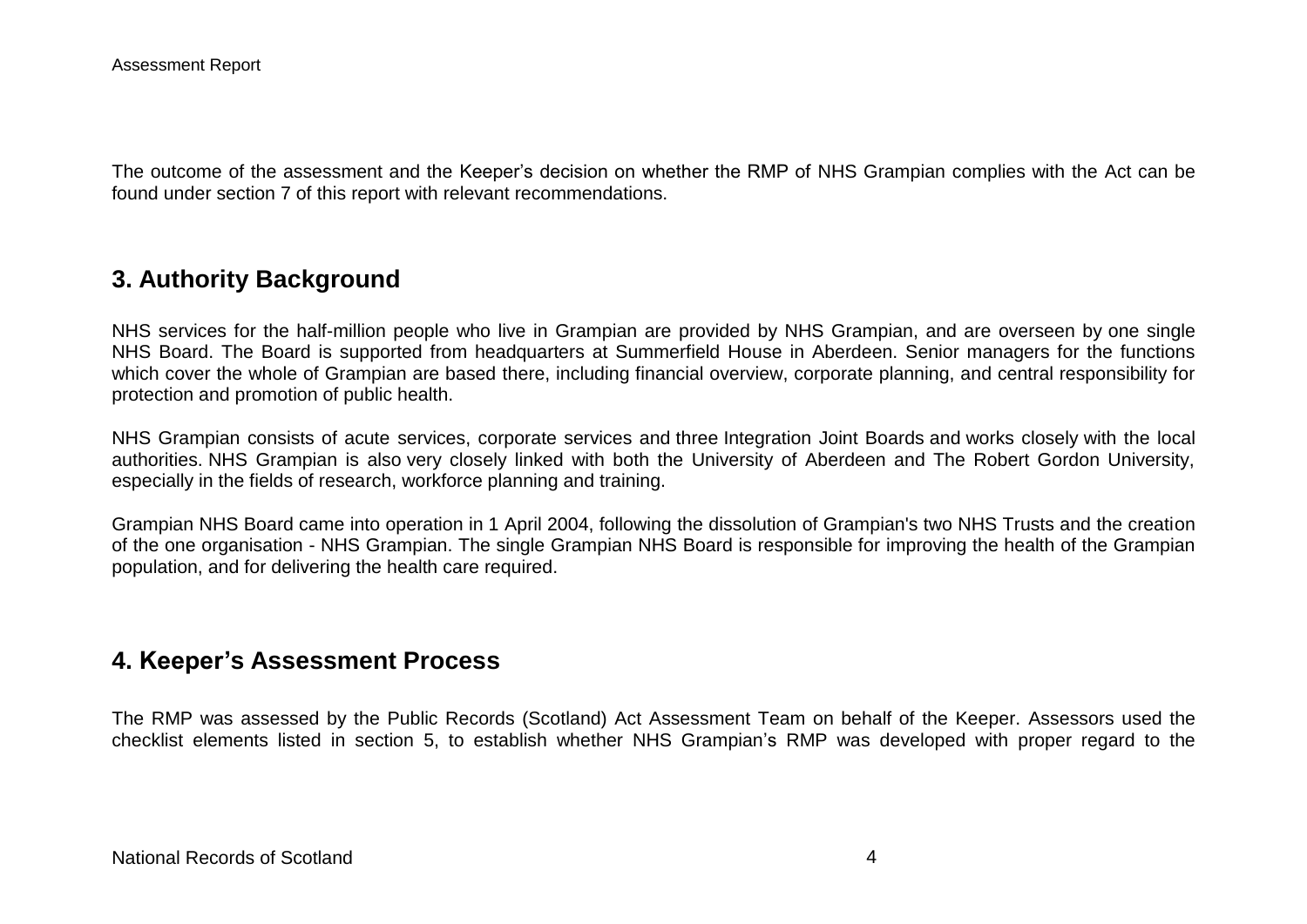The outcome of the assessment and the Keeper's decision on whether the RMP of NHS Grampian complies with the Act can be found under section 7 of this report with relevant recommendations.

## 3. Authority Background

NHS services for the half-million people who live in Grampian are provided by NHS Grampian, and are overseen by one single NHS Board. The Board is supported from headquarters at Summerfield House in Aberdeen. Senior managers for the functions which cover the whole of Grampian are based there, including financial overview, corporate planning, and central responsibility for protection and promotion of public health.

NHS Grampian consists of acute services, corporate services and three Integration Joint Boards and works closely with the local authorities. NHS Grampian is also very closely linked with both the University of Aberdeen and The Robert Gordon University, especially in the fields of research, workforce planning and training.

Grampian NHS Board came into operation in 1 April 2004, following the dissolution of Grampian's two NHS Trusts and the creation of the one organisation - NHS Grampian. The single Grampian NHS Board is responsible for improving the health of the Grampian population, and for delivering the health care required.

## 4. Keeper's Assessment Process

The RMP was assessed by the Public Records (Scotland) Act Assessment Team on behalf of the Keeper. Assessors used the checklist elements listed in section 5, to establish whether NHS Grampian's RMP was developed with proper regard to the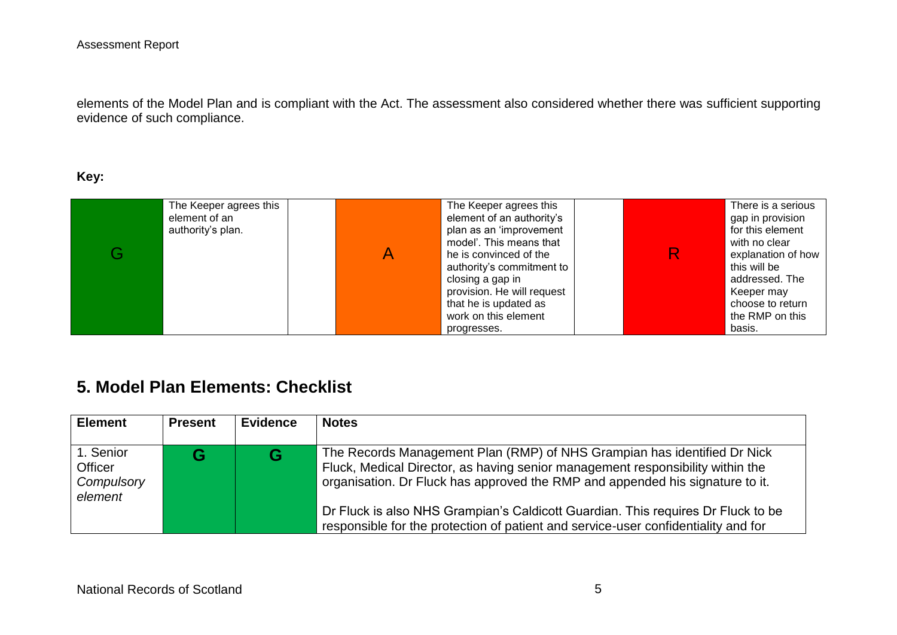elements of the Model Plan and is compliant with the Act. The assessment also considered whether there was sufficient supporting evidence of such compliance.

**Key:**

| | | | | | | | |
|---|---|---|---|---|---|---|---|
| G | The Keeper agrees this element of an authority's plan. | | A | The Keeper agrees this element of an authority's plan as an 'improvement model'. This means that he is convinced of the authority's commitment to closing a gap in provision. He will request that he is updated as work on this element progresses. | | R | There is a serious gap in provision for this element with no clear explanation of how this will be addressed. The Keeper may choose to return the RMP on this basis. |

## 5. Model Plan Elements: Checklist

| Element | Present | Evidence | Notes |
|---|---|---|---|
| 1. Senior Officer *Compulsory element* | G | G | The Records Management Plan (RMP) of NHS Grampian has identified Dr Nick Fluck, Medical Director, as having senior management responsibility within the organisation. Dr Fluck has approved the RMP and appended his signature to it.<br><br>Dr Fluck is also NHS Grampian's Caldicott Guardian. This requires Dr Fluck to be responsible for the protection of patient and service-user confidentiality and for |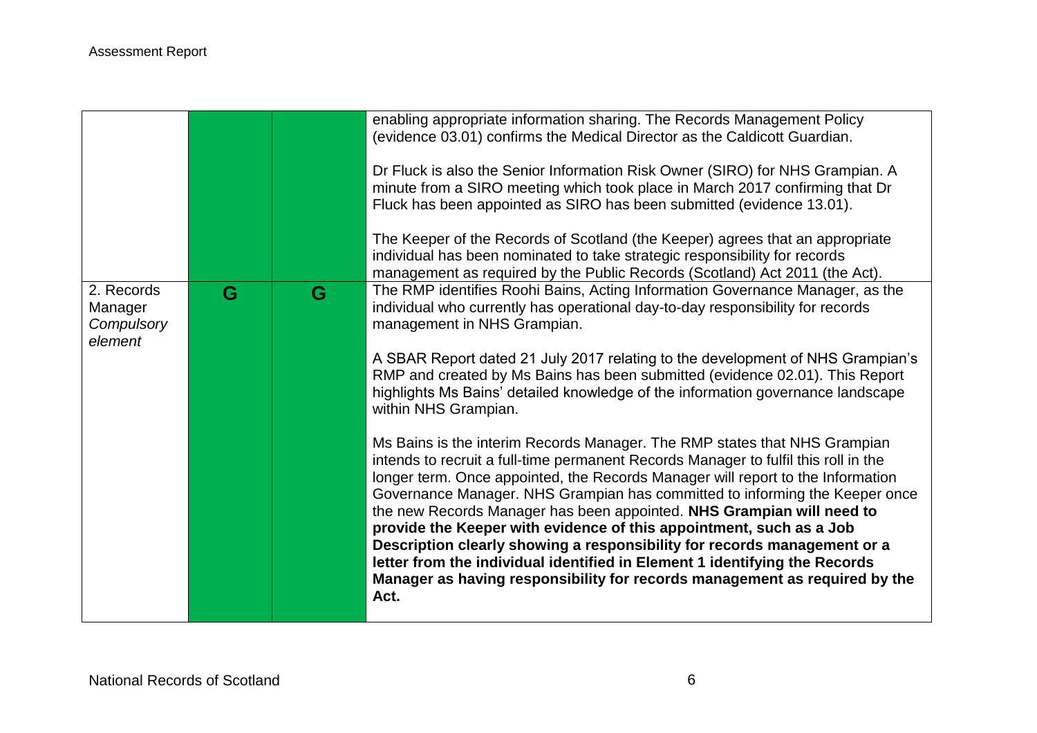|  |  |  |  |
|---|---|---|---|
|  |  |  | enabling appropriate information sharing. The Records Management Policy (evidence 03.01) confirms the Medical Director as the Caldicott Guardian.<br><br>Dr Fluck is also the Senior Information Risk Owner (SIRO) for NHS Grampian. A minute from a SIRO meeting which took place in March 2017 confirming that Dr Fluck has been appointed as SIRO has been submitted (evidence 13.01).<br><br>The Keeper of the Records of Scotland (the Keeper) agrees that an appropriate individual has been nominated to take strategic responsibility for records management as required by the Public Records (Scotland) Act 2011 (the Act). |
| 2. Records Manager *Compulsory element* | G | G | The RMP identifies Roohi Bains, Acting Information Governance Manager, as the individual who currently has operational day-to-day responsibility for records management in NHS Grampian.<br><br>A SBAR Report dated 21 July 2017 relating to the development of NHS Grampian's RMP and created by Ms Bains has been submitted (evidence 02.01). This Report highlights Ms Bains' detailed knowledge of the information governance landscape within NHS Grampian.<br><br>Ms Bains is the interim Records Manager. The RMP states that NHS Grampian intends to recruit a full-time permanent Records Manager to fulfil this roll in the longer term. Once appointed, the Records Manager will report to the Information Governance Manager. NHS Grampian has committed to informing the Keeper once the new Records Manager has been appointed. **NHS Grampian will need to provide the Keeper with evidence of this appointment, such as a Job Description clearly showing a responsibility for records management or a letter from the individual identified in Element 1 identifying the Records Manager as having responsibility for records management as required by the Act.** |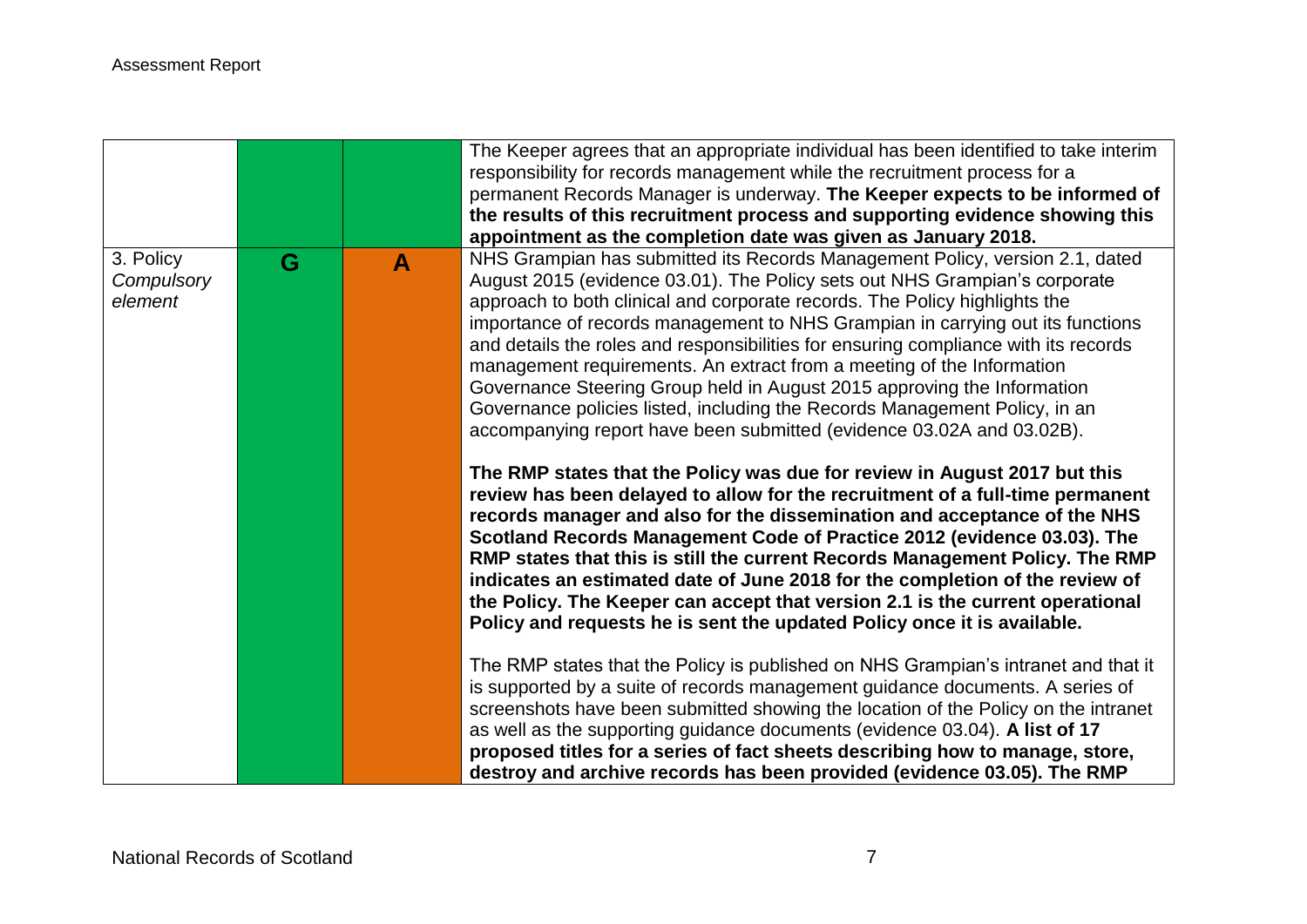| | | | |
|---|---|---|---|
| | | | The Keeper agrees that an appropriate individual has been identified to take interim responsibility for records management while the recruitment process for a permanent Records Manager is underway. **The Keeper expects to be informed of the results of this recruitment process and supporting evidence showing this appointment as the completion date was given as January 2018.** |
| 3. Policy *Compulsory element* | G | A | NHS Grampian has submitted its Records Management Policy, version 2.1, dated August 2015 (evidence 03.01). The Policy sets out NHS Grampian's corporate approach to both clinical and corporate records. The Policy highlights the importance of records management to NHS Grampian in carrying out its functions and details the roles and responsibilities for ensuring compliance with its records management requirements. An extract from a meeting of the Information Governance Steering Group held in August 2015 approving the Information Governance policies listed, including the Records Management Policy, in an accompanying report have been submitted (evidence 03.02A and 03.02B).<br><br>**The RMP states that the Policy was due for review in August 2017 but this review has been delayed to allow for the recruitment of a full-time permanent records manager and also for the dissemination and acceptance of the NHS Scotland Records Management Code of Practice 2012 (evidence 03.03). The RMP states that this is still the current Records Management Policy. The RMP indicates an estimated date of June 2018 for the completion of the review of the Policy. The Keeper can accept that version 2.1 is the current operational Policy and requests he is sent the updated Policy once it is available.**<br><br>The RMP states that the Policy is published on NHS Grampian's intranet and that it is supported by a suite of records management guidance documents. A series of screenshots have been submitted showing the location of the Policy on the intranet as well as the supporting guidance documents (evidence 03.04). **A list of 17 proposed titles for a series of fact sheets describing how to manage, store, destroy and archive records has been provided (evidence 03.05). The RMP** |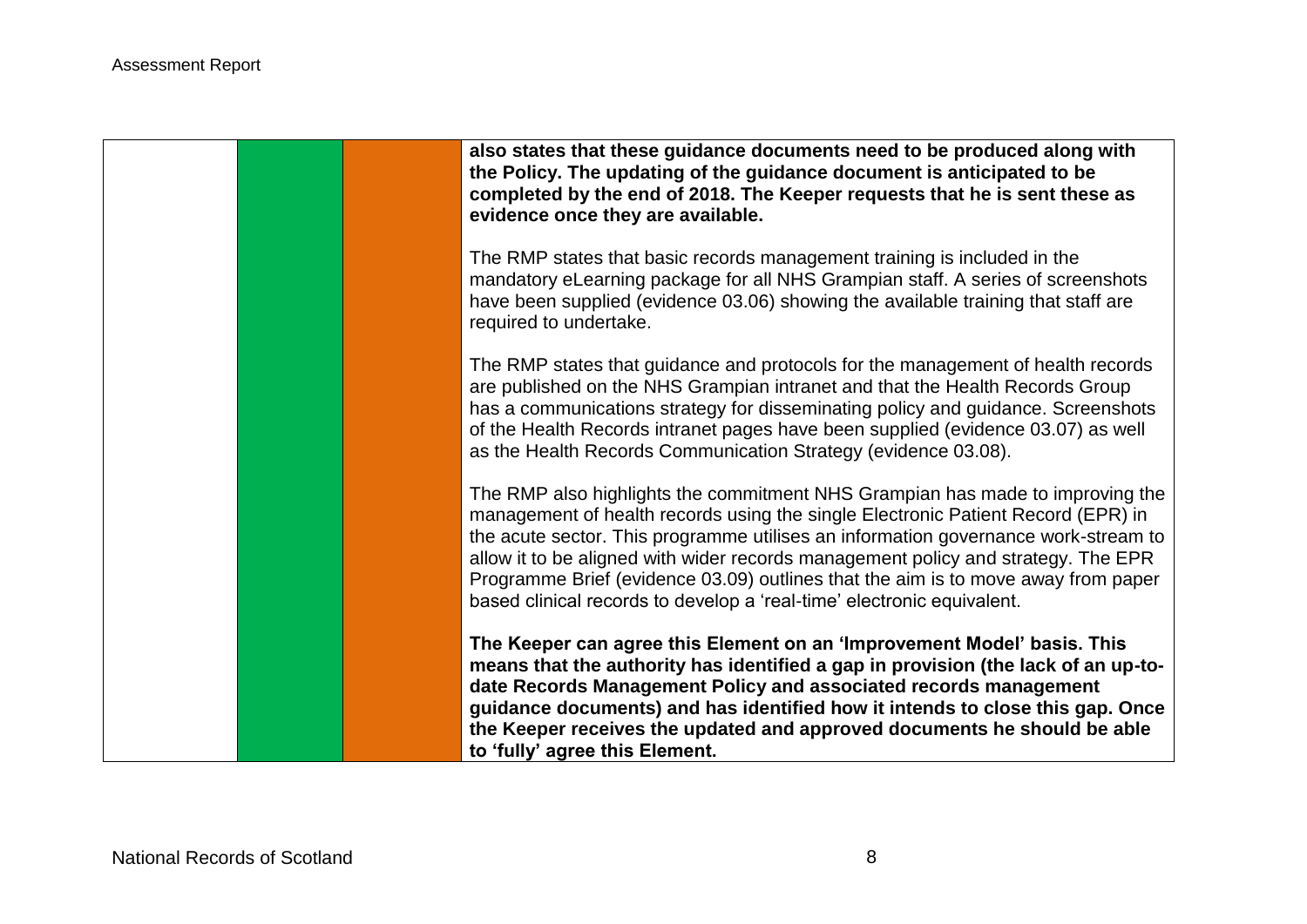| | | | |
|---|---|---|---|
| | | | **also states that these guidance documents need to be produced along with the Policy. The updating of the guidance document is anticipated to be completed by the end of 2018. The Keeper requests that he is sent these as evidence once they are available.**<br><br>The RMP states that basic records management training is included in the mandatory eLearning package for all NHS Grampian staff. A series of screenshots have been supplied (evidence 03.06) showing the available training that staff are required to undertake.<br><br>The RMP states that guidance and protocols for the management of health records are published on the NHS Grampian intranet and that the Health Records Group has a communications strategy for disseminating policy and guidance. Screenshots of the Health Records intranet pages have been supplied (evidence 03.07) as well as the Health Records Communication Strategy (evidence 03.08).<br><br>The RMP also highlights the commitment NHS Grampian has made to improving the management of health records using the single Electronic Patient Record (EPR) in the acute sector. This programme utilises an information governance work-stream to allow it to be aligned with wider records management policy and strategy. The EPR Programme Brief (evidence 03.09) outlines that the aim is to move away from paper based clinical records to develop a 'real-time' electronic equivalent.<br><br>**The Keeper can agree this Element on an 'Improvement Model' basis. This means that the authority has identified a gap in provision (the lack of an up-to-date Records Management Policy and associated records management guidance documents) and has identified how it intends to close this gap. Once the Keeper receives the updated and approved documents he should be able to 'fully' agree this Element.** |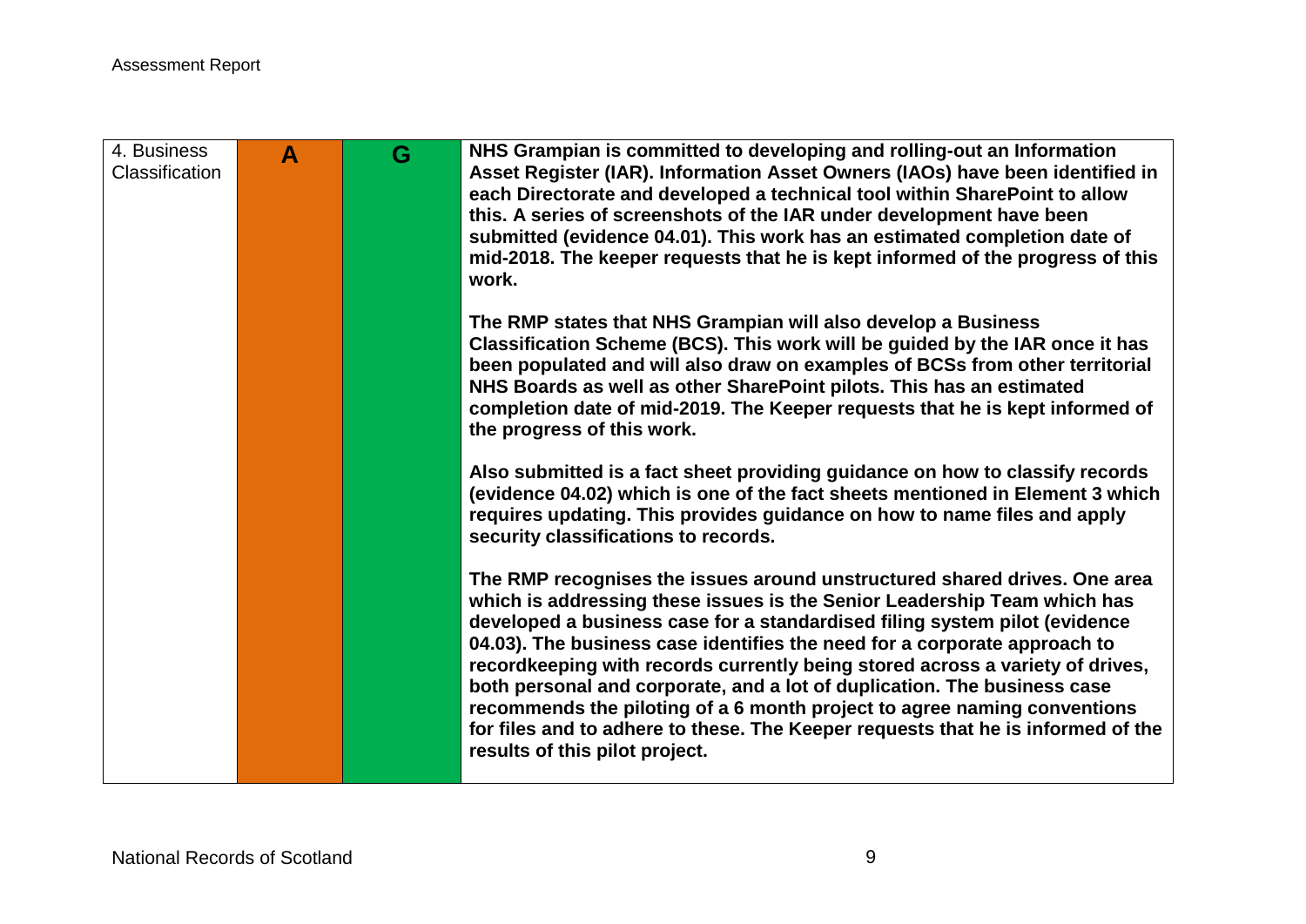| 4. Business Classification | A | G | **NHS Grampian is committed to developing and rolling-out an Information Asset Register (IAR). Information Asset Owners (IAOs) have been identified in each Directorate and developed a technical tool within SharePoint to allow this. A series of screenshots of the IAR under development have been submitted (evidence 04.01). This work has an estimated completion date of mid-2018. The keeper requests that he is kept informed of the progress of this work.**<br><br>**The RMP states that NHS Grampian will also develop a Business Classification Scheme (BCS). This work will be guided by the IAR once it has been populated and will also draw on examples of BCSs from other territorial NHS Boards as well as other SharePoint pilots. This has an estimated completion date of mid-2019. The Keeper requests that he is kept informed of the progress of this work.**<br><br>**Also submitted is a fact sheet providing guidance on how to classify records (evidence 04.02) which is one of the fact sheets mentioned in Element 3 which requires updating. This provides guidance on how to name files and apply security classifications to records.**<br><br>**The RMP recognises the issues around unstructured shared drives. One area which is addressing these issues is the Senior Leadership Team which has developed a business case for a standardised filing system pilot (evidence 04.03). The business case identifies the need for a corporate approach to recordkeeping with records currently being stored across a variety of drives, both personal and corporate, and a lot of duplication. The business case recommends the piloting of a 6 month project to agree naming conventions for files and to adhere to these. The Keeper requests that he is informed of the results of this pilot project.** |
|---|---|---|---|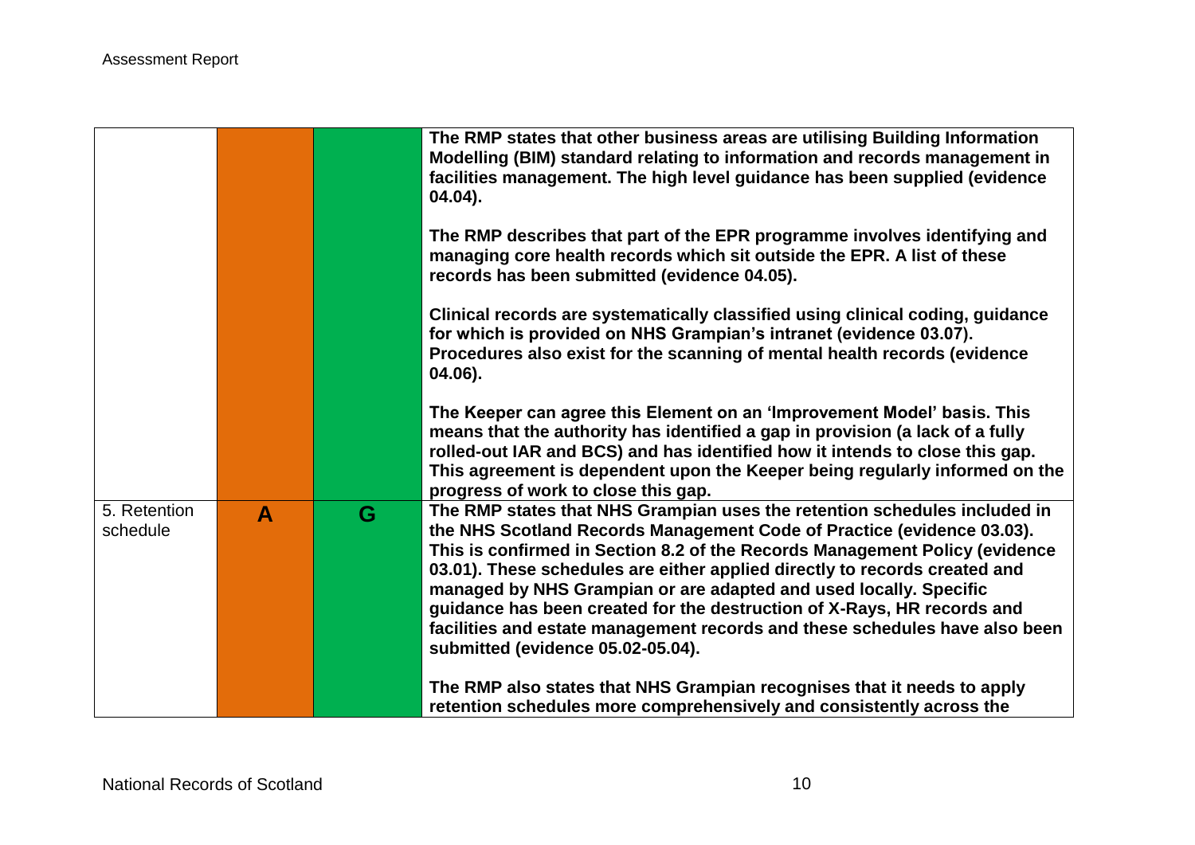| | | | |
|---|---|---|---|
| | | | **The RMP states that other business areas are utilising Building Information Modelling (BIM) standard relating to information and records management in facilities management. The high level guidance has been supplied (evidence 04.04).**<br><br>**The RMP describes that part of the EPR programme involves identifying and managing core health records which sit outside the EPR. A list of these records has been submitted (evidence 04.05).**<br><br>**Clinical records are systematically classified using clinical coding, guidance for which is provided on NHS Grampian's intranet (evidence 03.07). Procedures also exist for the scanning of mental health records (evidence 04.06).**<br><br>**The Keeper can agree this Element on an 'Improvement Model' basis. This means that the authority has identified a gap in provision (a lack of a fully rolled-out IAR and BCS) and has identified how it intends to close this gap. This agreement is dependent upon the Keeper being regularly informed on the progress of work to close this gap.** |
| 5. Retention schedule | **A** | **G** | **The RMP states that NHS Grampian uses the retention schedules included in the NHS Scotland Records Management Code of Practice (evidence 03.03). This is confirmed in Section 8.2 of the Records Management Policy (evidence 03.01). These schedules are either applied directly to records created and managed by NHS Grampian or are adapted and used locally. Specific guidance has been created for the destruction of X-Rays, HR records and facilities and estate management records and these schedules have also been submitted (evidence 05.02-05.04).**<br><br>**The RMP also states that NHS Grampian recognises that it needs to apply retention schedules more comprehensively and consistently across the** |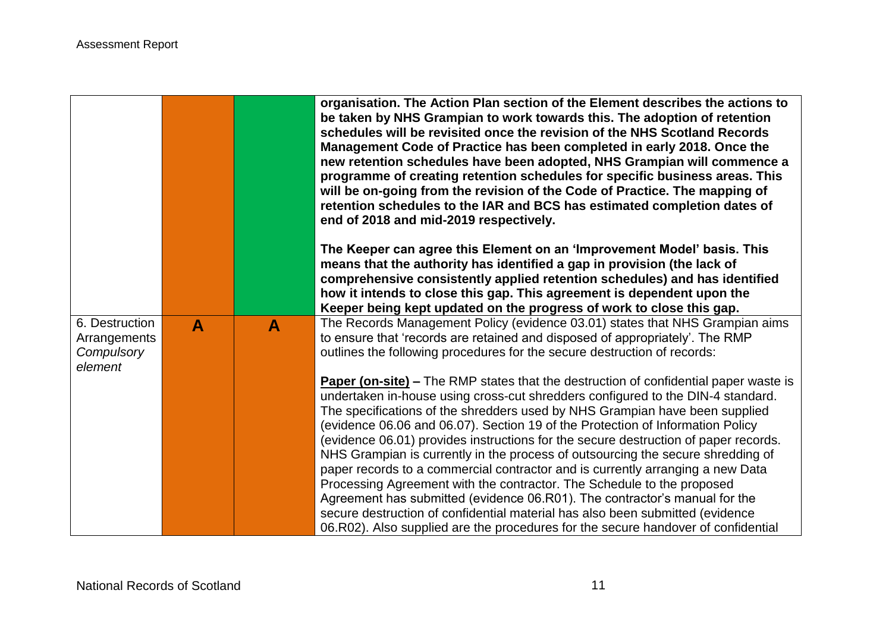| | | | |
|---|---|---|---|
| | | | **organisation. The Action Plan section of the Element describes the actions to be taken by NHS Grampian to work towards this. The adoption of retention schedules will be revisited once the revision of the NHS Scotland Records Management Code of Practice has been completed in early 2018. Once the new retention schedules have been adopted, NHS Grampian will commence a programme of creating retention schedules for specific business areas. This will be on-going from the revision of the Code of Practice. The mapping of retention schedules to the IAR and BCS has estimated completion dates of end of 2018 and mid-2019 respectively.**<br><br>**The Keeper can agree this Element on an 'Improvement Model' basis. This means that the authority has identified a gap in provision (the lack of comprehensive consistently applied retention schedules) and has identified how it intends to close this gap. This agreement is dependent upon the Keeper being kept updated on the progress of work to close this gap.** |
| 6. Destruction Arrangements *Compulsory element* | **A** | **A** | The Records Management Policy (evidence 03.01) states that NHS Grampian aims to ensure that 'records are retained and disposed of appropriately'. The RMP outlines the following procedures for the secure destruction of records:<br><br>**Paper (on-site) –** The RMP states that the destruction of confidential paper waste is undertaken in-house using cross-cut shredders configured to the DIN-4 standard. The specifications of the shredders used by NHS Grampian have been supplied (evidence 06.06 and 06.07). Section 19 of the Protection of Information Policy (evidence 06.01) provides instructions for the secure destruction of paper records. NHS Grampian is currently in the process of outsourcing the secure shredding of paper records to a commercial contractor and is currently arranging a new Data Processing Agreement with the contractor. The Schedule to the proposed Agreement has submitted (evidence 06.R01). The contractor's manual for the secure destruction of confidential material has also been submitted (evidence 06.R02). Also supplied are the procedures for the secure handover of confidential |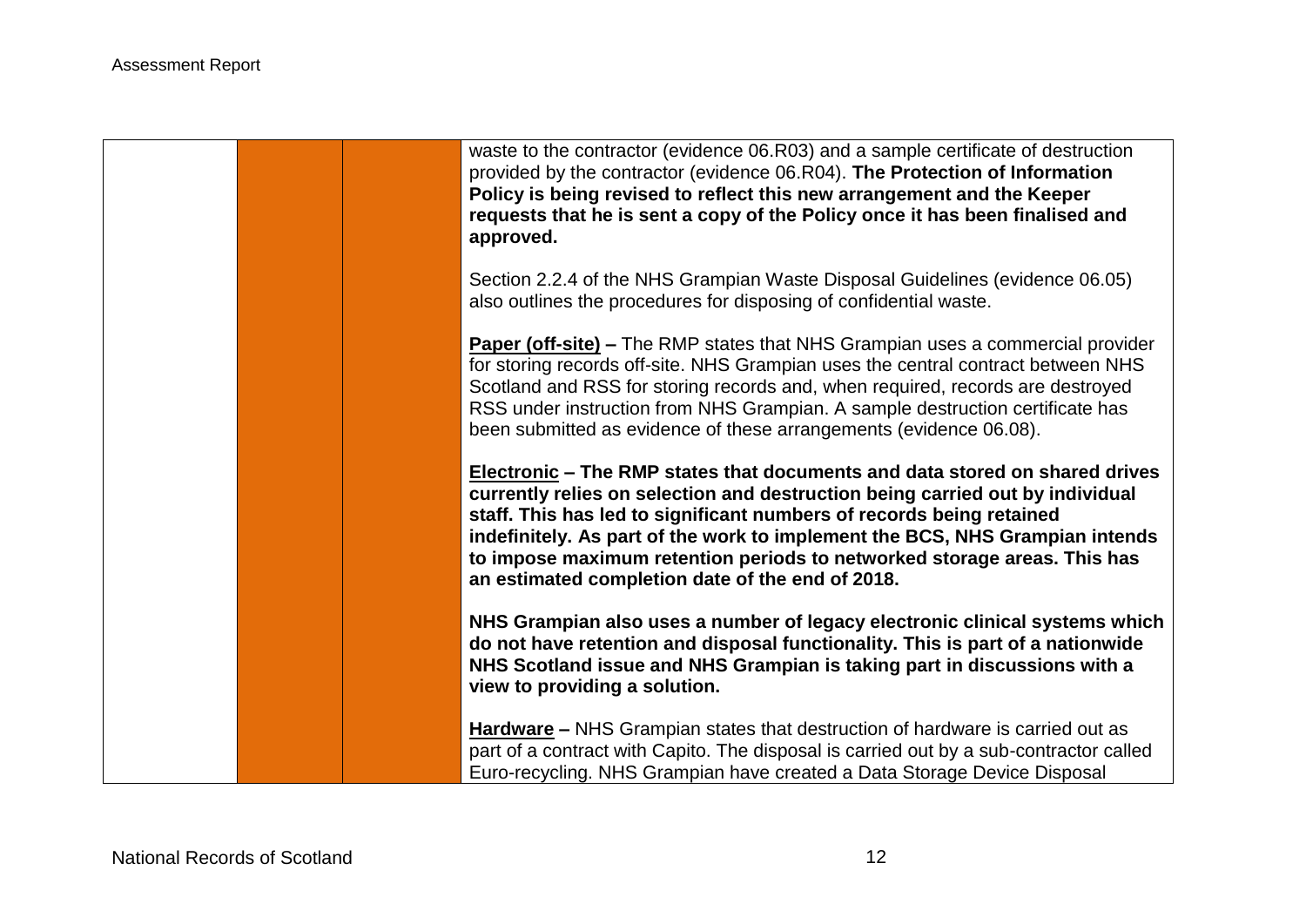| | | | |
|---|---|---|---|
| | | | waste to the contractor (evidence 06.R03) and a sample certificate of destruction provided by the contractor (evidence 06.R04). **The Protection of Information Policy is being revised to reflect this new arrangement and the Keeper requests that he is sent a copy of the Policy once it has been finalised and approved.**<br><br>Section 2.2.4 of the NHS Grampian Waste Disposal Guidelines (evidence 06.05) also outlines the procedures for disposing of confidential waste.<br><br>**Paper (off-site) –** The RMP states that NHS Grampian uses a commercial provider for storing records off-site. NHS Grampian uses the central contract between NHS Scotland and RSS for storing records and, when required, records are destroyed RSS under instruction from NHS Grampian. A sample destruction certificate has been submitted as evidence of these arrangements (evidence 06.08).<br><br>**Electronic – The RMP states that documents and data stored on shared drives currently relies on selection and destruction being carried out by individual staff. This has led to significant numbers of records being retained indefinitely. As part of the work to implement the BCS, NHS Grampian intends to impose maximum retention periods to networked storage areas. This has an estimated completion date of the end of 2018.**<br><br>**NHS Grampian also uses a number of legacy electronic clinical systems which do not have retention and disposal functionality. This is part of a nationwide NHS Scotland issue and NHS Grampian is taking part in discussions with a view to providing a solution.**<br><br>**Hardware –** NHS Grampian states that destruction of hardware is carried out as part of a contract with Capito. The disposal is carried out by a sub-contractor called Euro-recycling. NHS Grampian have created a Data Storage Device Disposal |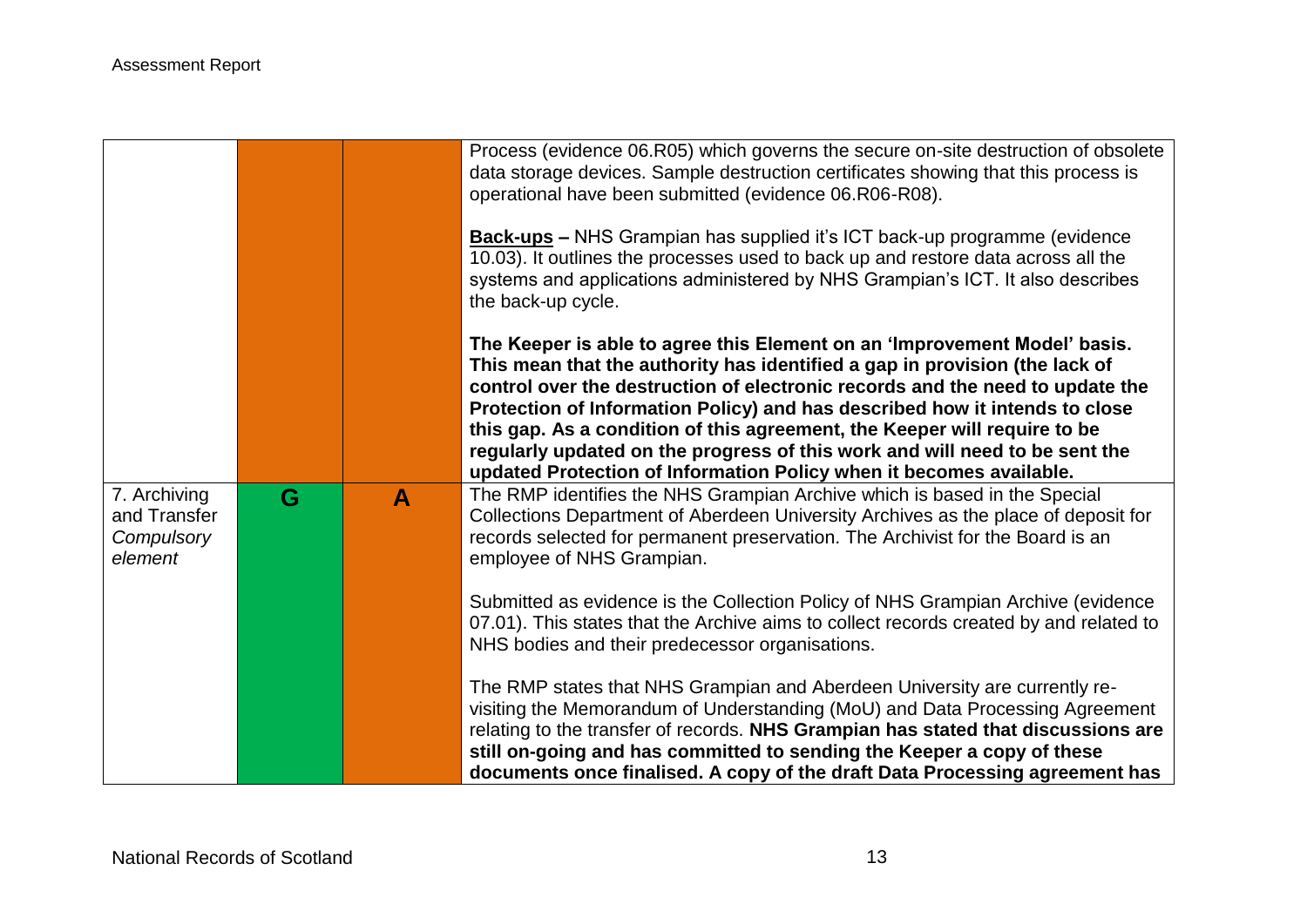| | | | |
|---|---|---|---|
| | | | Process (evidence 06.R05) which governs the secure on-site destruction of obsolete data storage devices. Sample destruction certificates showing that this process is operational have been submitted (evidence 06.R06-R08).<br><br>**Back-ups –** NHS Grampian has supplied it's ICT back-up programme (evidence 10.03). It outlines the processes used to back up and restore data across all the systems and applications administered by NHS Grampian's ICT. It also describes the back-up cycle.<br><br>**The Keeper is able to agree this Element on an 'Improvement Model' basis. This mean that the authority has identified a gap in provision (the lack of control over the destruction of electronic records and the need to update the Protection of Information Policy) and has described how it intends to close this gap. As a condition of this agreement, the Keeper will require to be regularly updated on the progress of this work and will need to be sent the updated Protection of Information Policy when it becomes available.** |
| 7. Archiving and Transfer *Compulsory element* | G | A | The RMP identifies the NHS Grampian Archive which is based in the Special Collections Department of Aberdeen University Archives as the place of deposit for records selected for permanent preservation. The Archivist for the Board is an employee of NHS Grampian.<br><br>Submitted as evidence is the Collection Policy of NHS Grampian Archive (evidence 07.01). This states that the Archive aims to collect records created by and related to NHS bodies and their predecessor organisations.<br><br>The RMP states that NHS Grampian and Aberdeen University are currently re-visiting the Memorandum of Understanding (MoU) and Data Processing Agreement relating to the transfer of records. **NHS Grampian has stated that discussions are still on-going and has committed to sending the Keeper a copy of these documents once finalised. A copy of the draft Data Processing agreement has** |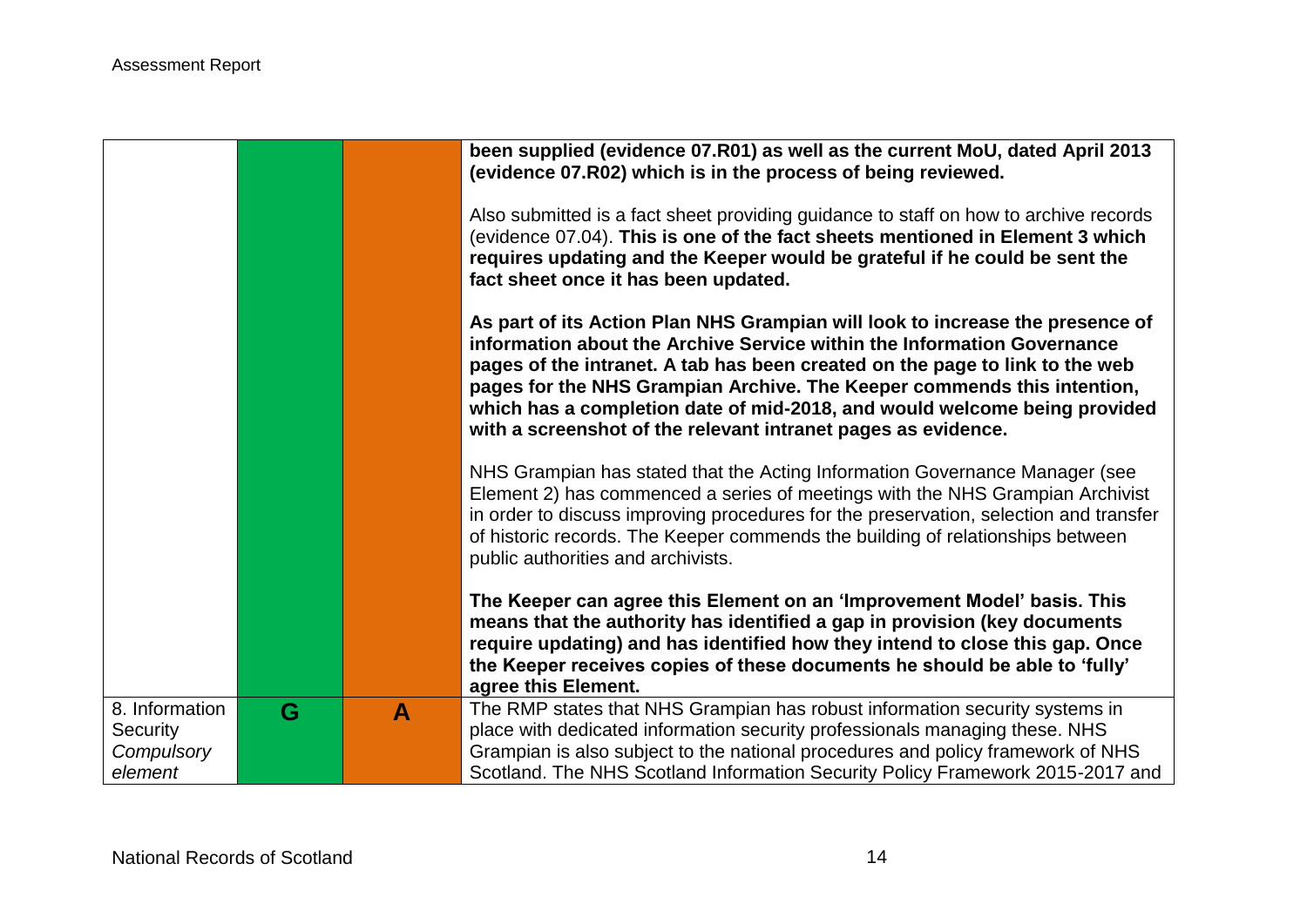| | | | |
|---|---|---|---|
| | | | **been supplied (evidence 07.R01) as well as the current MoU, dated April 2013 (evidence 07.R02) which is in the process of being reviewed.**<br><br>Also submitted is a fact sheet providing guidance to staff on how to archive records (evidence 07.04). **This is one of the fact sheets mentioned in Element 3 which requires updating and the Keeper would be grateful if he could be sent the fact sheet once it has been updated.**<br><br>**As part of its Action Plan NHS Grampian will look to increase the presence of information about the Archive Service within the Information Governance pages of the intranet. A tab has been created on the page to link to the web pages for the NHS Grampian Archive. The Keeper commends this intention, which has a completion date of mid-2018, and would welcome being provided with a screenshot of the relevant intranet pages as evidence.**<br><br>NHS Grampian has stated that the Acting Information Governance Manager (see Element 2) has commenced a series of meetings with the NHS Grampian Archivist in order to discuss improving procedures for the preservation, selection and transfer of historic records. The Keeper commends the building of relationships between public authorities and archivists.<br><br>**The Keeper can agree this Element on an 'Improvement Model' basis. This means that the authority has identified a gap in provision (key documents require updating) and has identified how they intend to close this gap. Once the Keeper receives copies of these documents he should be able to 'fully' agree this Element.** |
| 8. Information Security *Compulsory element* | **G** | **A** | The RMP states that NHS Grampian has robust information security systems in place with dedicated information security professionals managing these. NHS Grampian is also subject to the national procedures and policy framework of NHS Scotland. The NHS Scotland Information Security Policy Framework 2015-2017 and |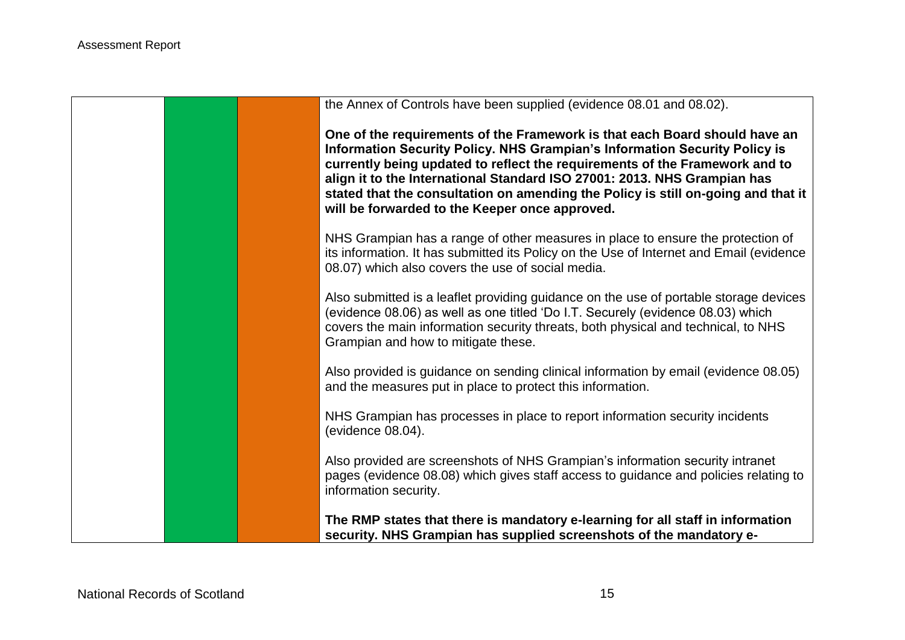| | | | |
|---|---|---|---|
| | | | the Annex of Controls have been supplied (evidence 08.01 and 08.02).<br><br>**One of the requirements of the Framework is that each Board should have an Information Security Policy. NHS Grampian's Information Security Policy is currently being updated to reflect the requirements of the Framework and to align it to the International Standard ISO 27001: 2013. NHS Grampian has stated that the consultation on amending the Policy is still on-going and that it will be forwarded to the Keeper once approved.**<br><br>NHS Grampian has a range of other measures in place to ensure the protection of its information. It has submitted its Policy on the Use of Internet and Email (evidence 08.07) which also covers the use of social media.<br><br>Also submitted is a leaflet providing guidance on the use of portable storage devices (evidence 08.06) as well as one titled 'Do I.T. Securely (evidence 08.03) which covers the main information security threats, both physical and technical, to NHS Grampian and how to mitigate these.<br><br>Also provided is guidance on sending clinical information by email (evidence 08.05) and the measures put in place to protect this information.<br><br>NHS Grampian has processes in place to report information security incidents (evidence 08.04).<br><br>Also provided are screenshots of NHS Grampian's information security intranet pages (evidence 08.08) which gives staff access to guidance and policies relating to information security.<br><br>**The RMP states that there is mandatory e-learning for all staff in information security. NHS Grampian has supplied screenshots of the mandatory e-** |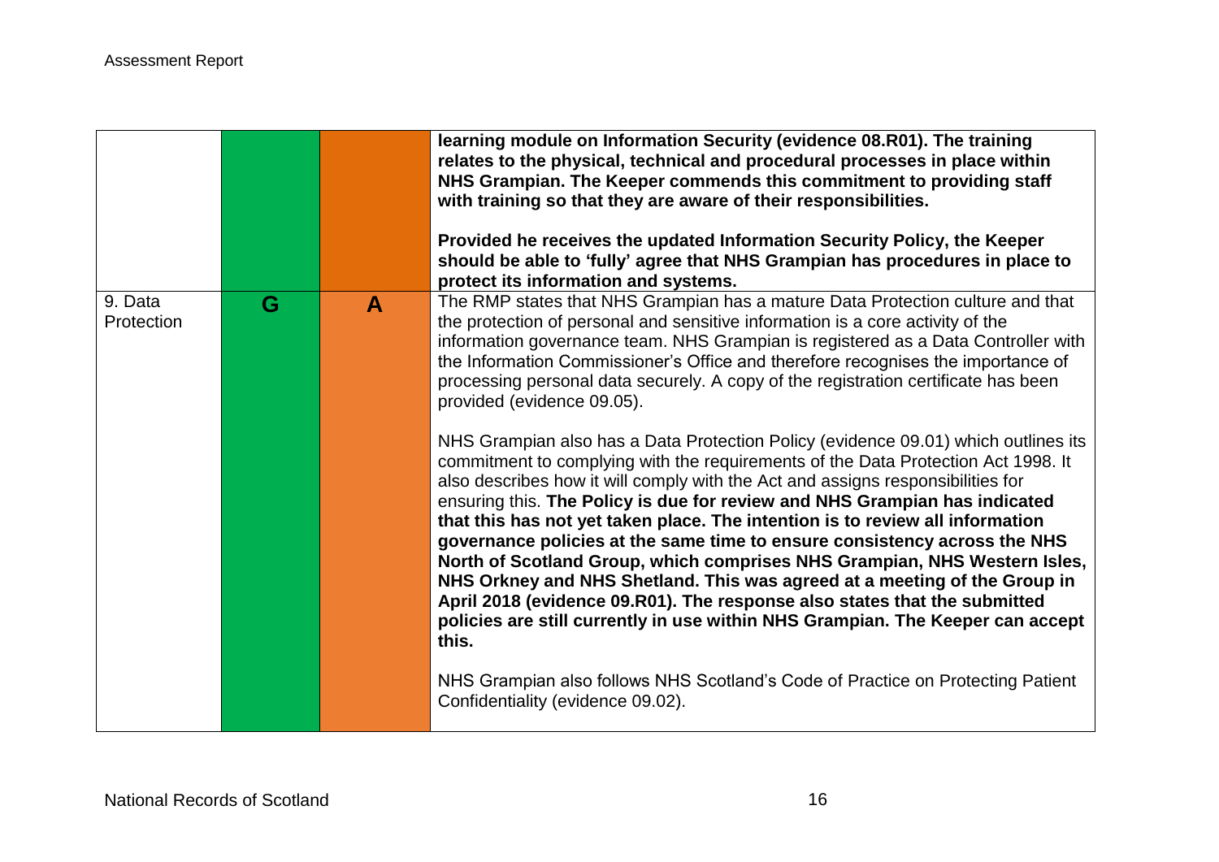| | | | |
|---|---|---|---|
| | | | **learning module on Information Security (evidence 08.R01). The training relates to the physical, technical and procedural processes in place within NHS Grampian. The Keeper commends this commitment to providing staff with training so that they are aware of their responsibilities.**<br><br>**Provided he receives the updated Information Security Policy, the Keeper should be able to 'fully' agree that NHS Grampian has procedures in place to protect its information and systems.** |
| 9. Data Protection | **G** | **A** | The RMP states that NHS Grampian has a mature Data Protection culture and that the protection of personal and sensitive information is a core activity of the information governance team. NHS Grampian is registered as a Data Controller with the Information Commissioner's Office and therefore recognises the importance of processing personal data securely. A copy of the registration certificate has been provided (evidence 09.05).<br><br>NHS Grampian also has a Data Protection Policy (evidence 09.01) which outlines its commitment to complying with the requirements of the Data Protection Act 1998. It also describes how it will comply with the Act and assigns responsibilities for ensuring this. **The Policy is due for review and NHS Grampian has indicated that this has not yet taken place. The intention is to review all information governance policies at the same time to ensure consistency across the NHS North of Scotland Group, which comprises NHS Grampian, NHS Western Isles, NHS Orkney and NHS Shetland. This was agreed at a meeting of the Group in April 2018 (evidence 09.R01). The response also states that the submitted policies are still currently in use within NHS Grampian. The Keeper can accept this.**<br><br>NHS Grampian also follows NHS Scotland's Code of Practice on Protecting Patient Confidentiality (evidence 09.02). |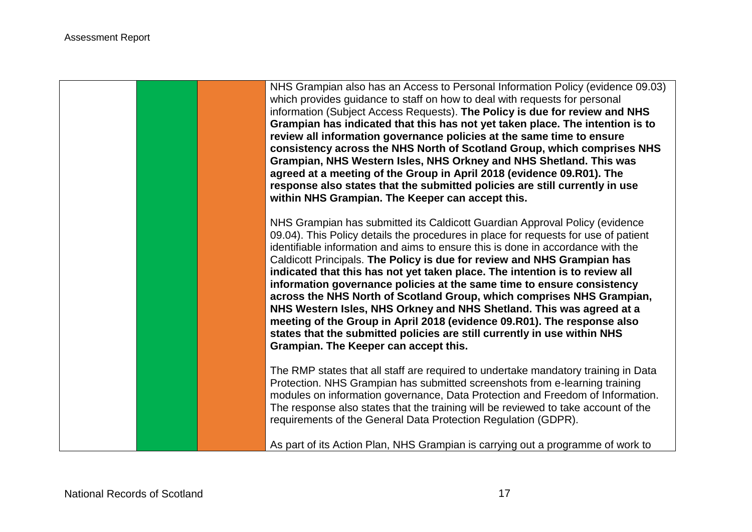| | | | |
|---|---|---|---|
| | | | NHS Grampian also has an Access to Personal Information Policy (evidence 09.03) which provides guidance to staff on how to deal with requests for personal information (Subject Access Requests). **The Policy is due for review and NHS Grampian has indicated that this has not yet taken place. The intention is to review all information governance policies at the same time to ensure consistency across the NHS North of Scotland Group, which comprises NHS Grampian, NHS Western Isles, NHS Orkney and NHS Shetland. This was agreed at a meeting of the Group in April 2018 (evidence 09.R01). The response also states that the submitted policies are still currently in use within NHS Grampian. The Keeper can accept this.**<br><br>NHS Grampian has submitted its Caldicott Guardian Approval Policy (evidence 09.04). This Policy details the procedures in place for requests for use of patient identifiable information and aims to ensure this is done in accordance with the Caldicott Principals. **The Policy is due for review and NHS Grampian has indicated that this has not yet taken place. The intention is to review all information governance policies at the same time to ensure consistency across the NHS North of Scotland Group, which comprises NHS Grampian, NHS Western Isles, NHS Orkney and NHS Shetland. This was agreed at a meeting of the Group in April 2018 (evidence 09.R01). The response also states that the submitted policies are still currently in use within NHS Grampian. The Keeper can accept this.**<br><br>The RMP states that all staff are required to undertake mandatory training in Data Protection. NHS Grampian has submitted screenshots from e-learning training modules on information governance, Data Protection and Freedom of Information. The response also states that the training will be reviewed to take account of the requirements of the General Data Protection Regulation (GDPR).<br><br>As part of its Action Plan, NHS Grampian is carrying out a programme of work to |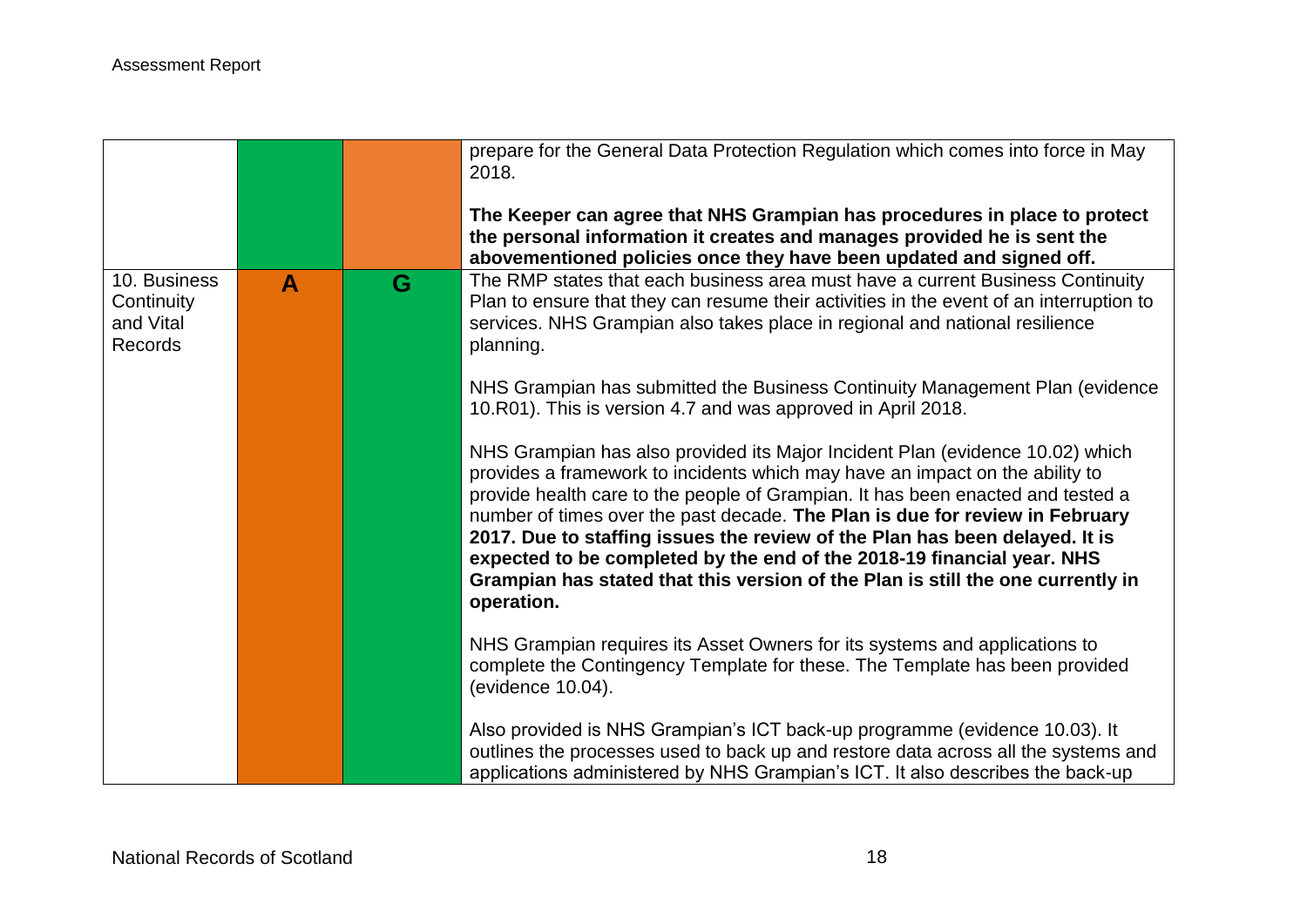| | | | |
|---|---|---|---|
| | | | prepare for the General Data Protection Regulation which comes into force in May 2018.<br><br>**The Keeper can agree that NHS Grampian has procedures in place to protect the personal information it creates and manages provided he is sent the abovementioned policies once they have been updated and signed off.** |
| 10. Business Continuity and Vital Records | **A** | **G** | The RMP states that each business area must have a current Business Continuity Plan to ensure that they can resume their activities in the event of an interruption to services. NHS Grampian also takes place in regional and national resilience planning.<br><br>NHS Grampian has submitted the Business Continuity Management Plan (evidence 10.R01). This is version 4.7 and was approved in April 2018.<br><br>NHS Grampian has also provided its Major Incident Plan (evidence 10.02) which provides a framework to incidents which may have an impact on the ability to provide health care to the people of Grampian. It has been enacted and tested a number of times over the past decade. **The Plan is due for review in February 2017. Due to staffing issues the review of the Plan has been delayed. It is expected to be completed by the end of the 2018-19 financial year. NHS Grampian has stated that this version of the Plan is still the one currently in operation.**<br><br>NHS Grampian requires its Asset Owners for its systems and applications to complete the Contingency Template for these. The Template has been provided (evidence 10.04).<br><br>Also provided is NHS Grampian's ICT back-up programme (evidence 10.03). It outlines the processes used to back up and restore data across all the systems and applications administered by NHS Grampian's ICT. It also describes the back-up |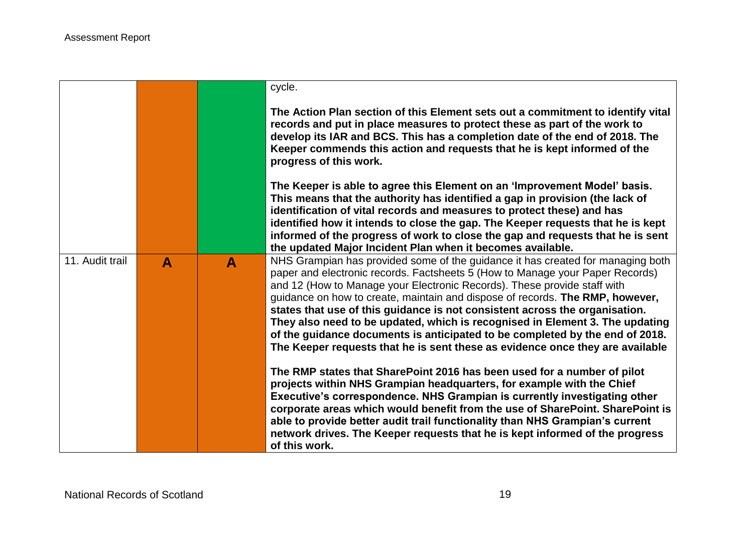| | | | |
|---|---|---|---|
| | | | cycle.<br><br>**The Action Plan section of this Element sets out a commitment to identify vital records and put in place measures to protect these as part of the work to develop its IAR and BCS. This has a completion date of the end of 2018. The Keeper commends this action and requests that he is kept informed of the progress of this work.**<br><br>**The Keeper is able to agree this Element on an 'Improvement Model' basis. This means that the authority has identified a gap in provision (the lack of identification of vital records and measures to protect these) and has identified how it intends to close the gap. The Keeper requests that he is kept informed of the progress of work to close the gap and requests that he is sent the updated Major Incident Plan when it becomes available.** |
| 11. Audit trail | **A** | **A** | NHS Grampian has provided some of the guidance it has created for managing both paper and electronic records. Factsheets 5 (How to Manage your Paper Records) and 12 (How to Manage your Electronic Records). These provide staff with guidance on how to create, maintain and dispose of records. **The RMP, however, states that use of this guidance is not consistent across the organisation. They also need to be updated, which is recognised in Element 3. The updating of the guidance documents is anticipated to be completed by the end of 2018. The Keeper requests that he is sent these as evidence once they are available**<br><br>**The RMP states that SharePoint 2016 has been used for a number of pilot projects within NHS Grampian headquarters, for example with the Chief Executive's correspondence. NHS Grampian is currently investigating other corporate areas which would benefit from the use of SharePoint. SharePoint is able to provide better audit trail functionality than NHS Grampian's current network drives. The Keeper requests that he is kept informed of the progress of this work.** |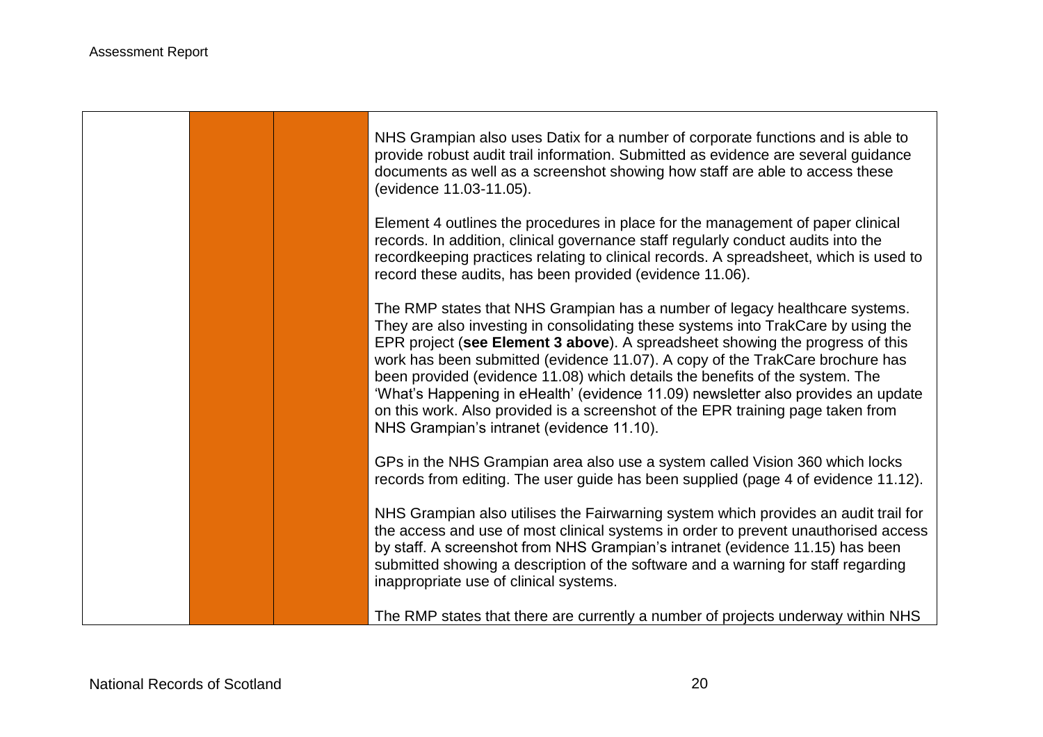| | | | |
|---|---|---|---|
| | | | NHS Grampian also uses Datix for a number of corporate functions and is able to provide robust audit trail information. Submitted as evidence are several guidance documents as well as a screenshot showing how staff are able to access these (evidence 11.03-11.05).<br><br>Element 4 outlines the procedures in place for the management of paper clinical records. In addition, clinical governance staff regularly conduct audits into the recordkeeping practices relating to clinical records. A spreadsheet, which is used to record these audits, has been provided (evidence 11.06).<br><br>The RMP states that NHS Grampian has a number of legacy healthcare systems. They are also investing in consolidating these systems into TrakCare by using the EPR project (**see Element 3 above**). A spreadsheet showing the progress of this work has been submitted (evidence 11.07). A copy of the TrakCare brochure has been provided (evidence 11.08) which details the benefits of the system. The 'What's Happening in eHealth' (evidence 11.09) newsletter also provides an update on this work. Also provided is a screenshot of the EPR training page taken from NHS Grampian's intranet (evidence 11.10).<br><br>GPs in the NHS Grampian area also use a system called Vision 360 which locks records from editing. The user guide has been supplied (page 4 of evidence 11.12).<br><br>NHS Grampian also utilises the Fairwarning system which provides an audit trail for the access and use of most clinical systems in order to prevent unauthorised access by staff. A screenshot from NHS Grampian's intranet (evidence 11.15) has been submitted showing a description of the software and a warning for staff regarding inappropriate use of clinical systems.<br><br>The RMP states that there are currently a number of projects underway within NHS |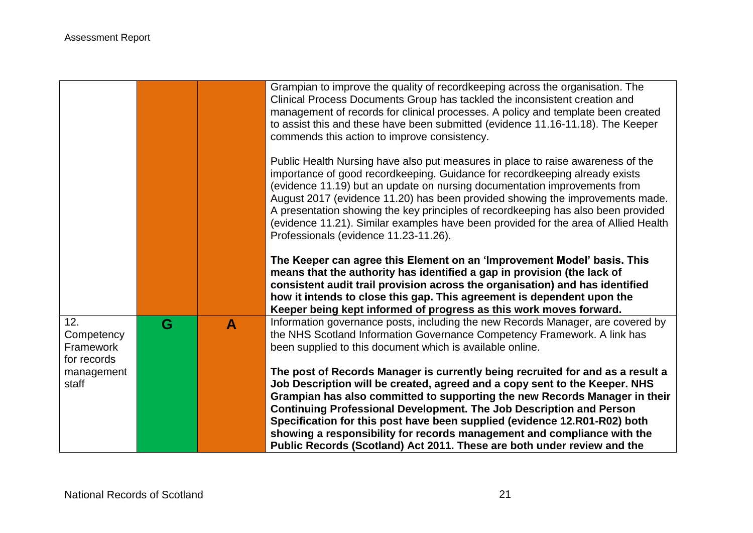| | | | |
|---|---|---|---|
| | | | Grampian to improve the quality of recordkeeping across the organisation. The Clinical Process Documents Group has tackled the inconsistent creation and management of records for clinical processes. A policy and template been created to assist this and these have been submitted (evidence 11.16-11.18). The Keeper commends this action to improve consistency.<br><br>Public Health Nursing have also put measures in place to raise awareness of the importance of good recordkeeping. Guidance for recordkeeping already exists (evidence 11.19) but an update on nursing documentation improvements from August 2017 (evidence 11.20) has been provided showing the improvements made. A presentation showing the key principles of recordkeeping has also been provided (evidence 11.21). Similar examples have been provided for the area of Allied Health Professionals (evidence 11.23-11.26).<br><br>**The Keeper can agree this Element on an 'Improvement Model' basis. This means that the authority has identified a gap in provision (the lack of consistent audit trail provision across the organisation) and has identified how it intends to close this gap. This agreement is dependent upon the Keeper being kept informed of progress as this work moves forward.** |
| 12. Competency Framework for records management staff | G | A | Information governance posts, including the new Records Manager, are covered by the NHS Scotland Information Governance Competency Framework. A link has been supplied to this document which is available online.<br><br>**The post of Records Manager is currently being recruited for and as a result a Job Description will be created, agreed and a copy sent to the Keeper. NHS Grampian has also committed to supporting the new Records Manager in their Continuing Professional Development. The Job Description and Person Specification for this post have been supplied (evidence 12.R01-R02) both showing a responsibility for records management and compliance with the Public Records (Scotland) Act 2011. These are both under review and the** |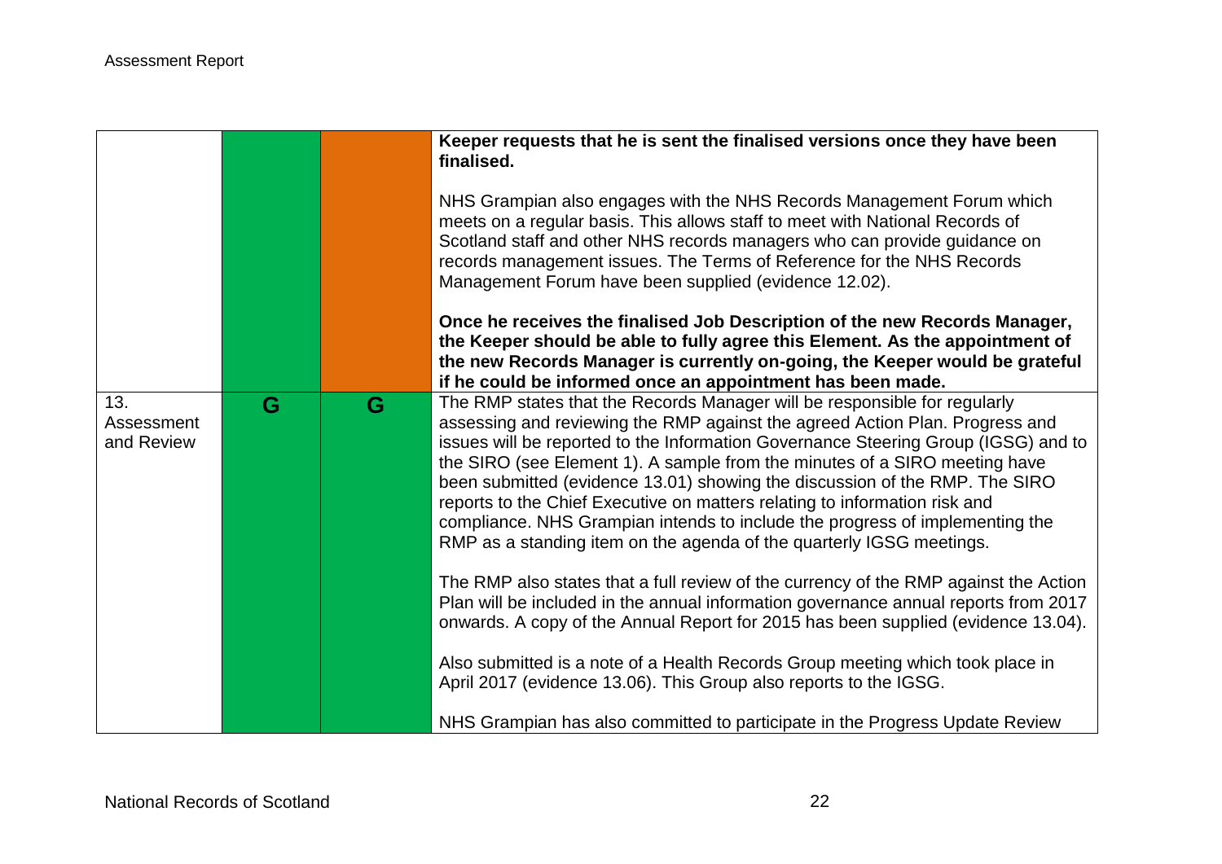| | | | |
|---|---|---|---|
| | | | **Keeper requests that he is sent the finalised versions once they have been finalised.**<br><br>NHS Grampian also engages with the NHS Records Management Forum which meets on a regular basis. This allows staff to meet with National Records of Scotland staff and other NHS records managers who can provide guidance on records management issues. The Terms of Reference for the NHS Records Management Forum have been supplied (evidence 12.02).<br><br>**Once he receives the finalised Job Description of the new Records Manager, the Keeper should be able to fully agree this Element. As the appointment of the new Records Manager is currently on-going, the Keeper would be grateful if he could be informed once an appointment has been made.** |
| 13. Assessment and Review | G | G | The RMP states that the Records Manager will be responsible for regularly assessing and reviewing the RMP against the agreed Action Plan. Progress and issues will be reported to the Information Governance Steering Group (IGSG) and to the SIRO (see Element 1). A sample from the minutes of a SIRO meeting have been submitted (evidence 13.01) showing the discussion of the RMP. The SIRO reports to the Chief Executive on matters relating to information risk and compliance. NHS Grampian intends to include the progress of implementing the RMP as a standing item on the agenda of the quarterly IGSG meetings.<br><br>The RMP also states that a full review of the currency of the RMP against the Action Plan will be included in the annual information governance annual reports from 2017 onwards. A copy of the Annual Report for 2015 has been supplied (evidence 13.04).<br><br>Also submitted is a note of a Health Records Group meeting which took place in April 2017 (evidence 13.06). This Group also reports to the IGSG.<br><br>NHS Grampian has also committed to participate in the Progress Update Review |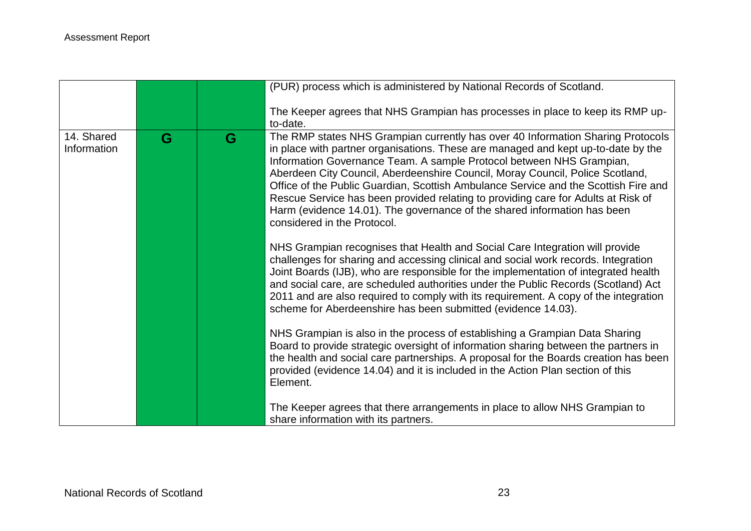| | | | |
|---|---|---|---|
| | | | (PUR) process which is administered by National Records of Scotland.<br><br>The Keeper agrees that NHS Grampian has processes in place to keep its RMP up-to-date. |
| 14. Shared Information | G | G | The RMP states NHS Grampian currently has over 40 Information Sharing Protocols in place with partner organisations. These are managed and kept up-to-date by the Information Governance Team. A sample Protocol between NHS Grampian, Aberdeen City Council, Aberdeenshire Council, Moray Council, Police Scotland, Office of the Public Guardian, Scottish Ambulance Service and the Scottish Fire and Rescue Service has been provided relating to providing care for Adults at Risk of Harm (evidence 14.01). The governance of the shared information has been considered in the Protocol.<br><br>NHS Grampian recognises that Health and Social Care Integration will provide challenges for sharing and accessing clinical and social work records. Integration Joint Boards (IJB), who are responsible for the implementation of integrated health and social care, are scheduled authorities under the Public Records (Scotland) Act 2011 and are also required to comply with its requirement. A copy of the integration scheme for Aberdeenshire has been submitted (evidence 14.03).<br><br>NHS Grampian is also in the process of establishing a Grampian Data Sharing Board to provide strategic oversight of information sharing between the partners in the health and social care partnerships. A proposal for the Boards creation has been provided (evidence 14.04) and it is included in the Action Plan section of this Element.<br><br>The Keeper agrees that there arrangements in place to allow NHS Grampian to share information with its partners. |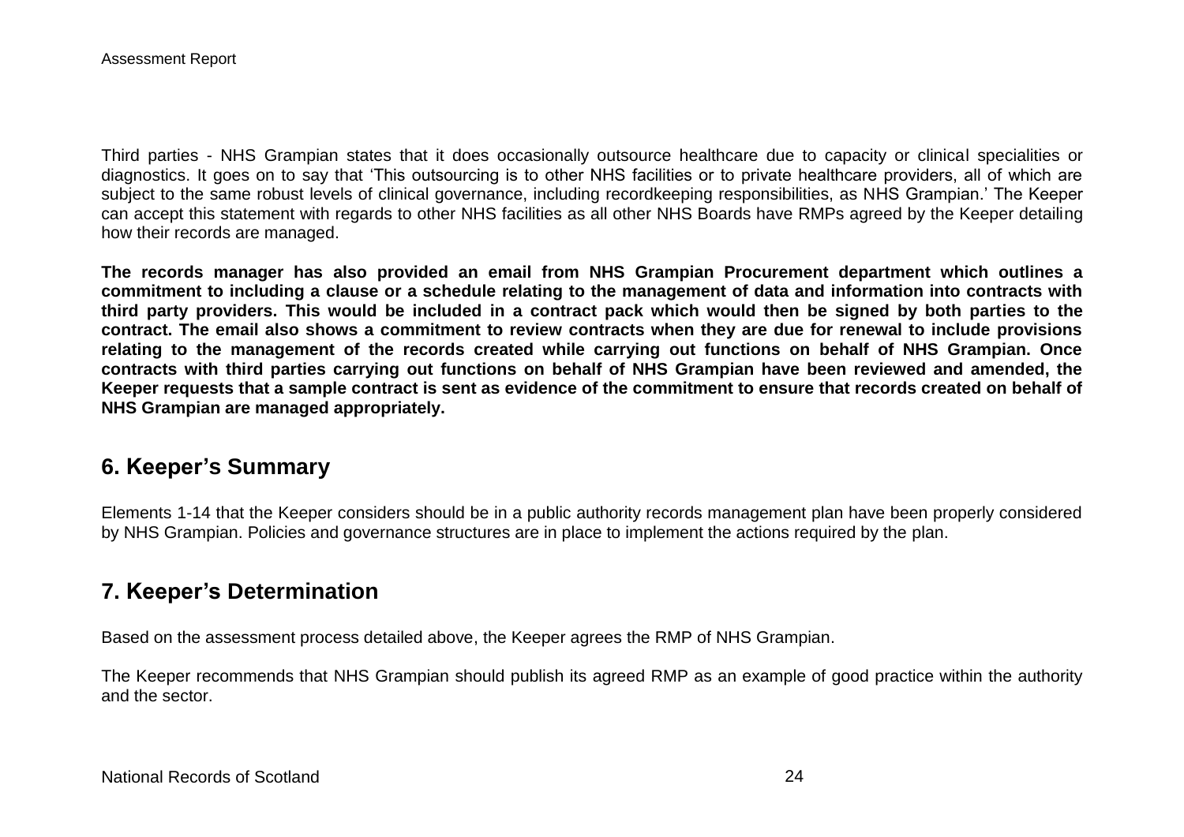Third parties - NHS Grampian states that it does occasionally outsource healthcare due to capacity or clinical specialities or diagnostics. It goes on to say that 'This outsourcing is to other NHS facilities or to private healthcare providers, all of which are subject to the same robust levels of clinical governance, including recordkeeping responsibilities, as NHS Grampian.' The Keeper can accept this statement with regards to other NHS facilities as all other NHS Boards have RMPs agreed by the Keeper detailing how their records are managed.

**The records manager has also provided an email from NHS Grampian Procurement department which outlines a commitment to including a clause or a schedule relating to the management of data and information into contracts with third party providers. This would be included in a contract pack which would then be signed by both parties to the contract. The email also shows a commitment to review contracts when they are due for renewal to include provisions relating to the management of the records created while carrying out functions on behalf of NHS Grampian. Once contracts with third parties carrying out functions on behalf of NHS Grampian have been reviewed and amended, the Keeper requests that a sample contract is sent as evidence of the commitment to ensure that records created on behalf of NHS Grampian are managed appropriately.**

## 6. Keeper's Summary

Elements 1-14 that the Keeper considers should be in a public authority records management plan have been properly considered by NHS Grampian. Policies and governance structures are in place to implement the actions required by the plan.

## 7. Keeper's Determination

Based on the assessment process detailed above, the Keeper agrees the RMP of NHS Grampian.

The Keeper recommends that NHS Grampian should publish its agreed RMP as an example of good practice within the authority and the sector.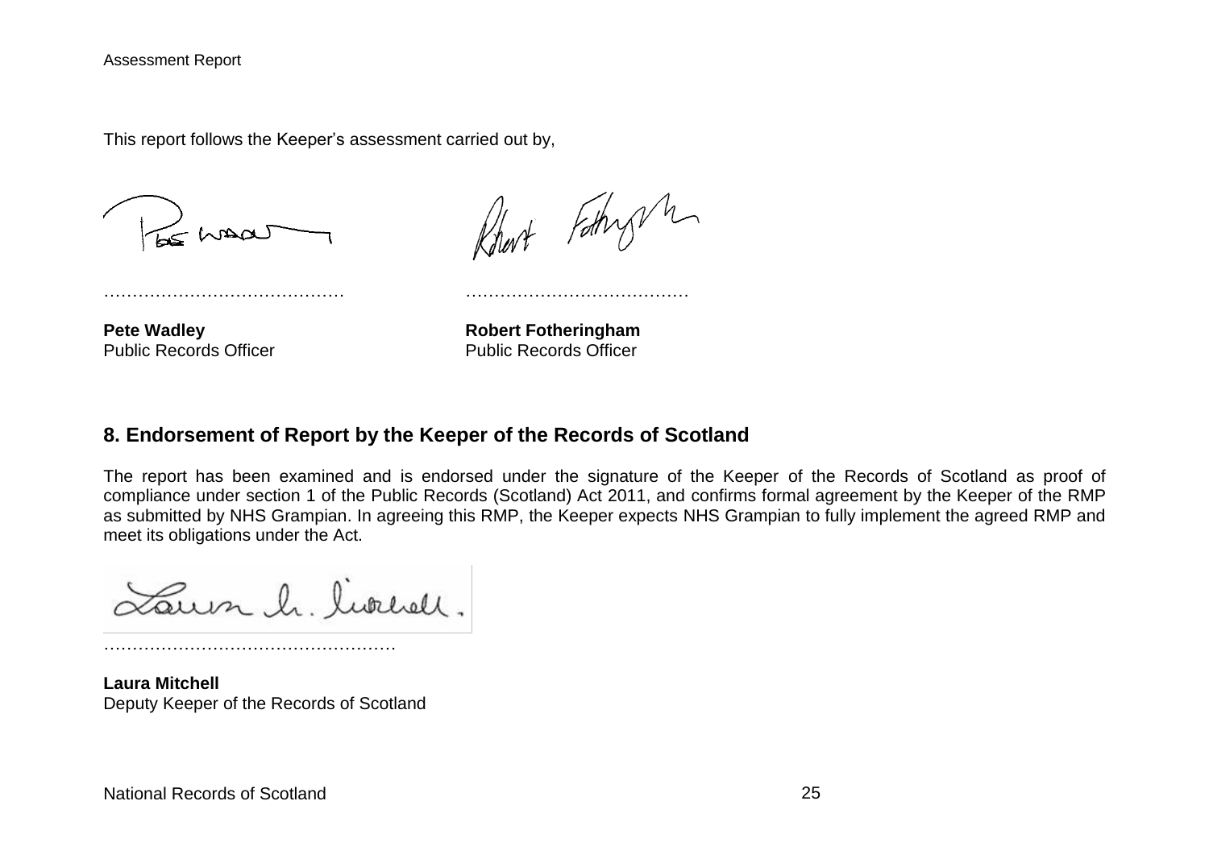This report follows the Keeper's assessment carried out by,

……………………………………  ………………………………….

**Pete Wadley**
Public Records Officer

**Robert Fotheringham**
Public Records Officer

## 8. Endorsement of Report by the Keeper of the Records of Scotland

The report has been examined and is endorsed under the signature of the Keeper of the Records of Scotland as proof of compliance under section 1 of the Public Records (Scotland) Act 2011, and confirms formal agreement by the Keeper of the RMP as submitted by NHS Grampian. In agreeing this RMP, the Keeper expects NHS Grampian to fully implement the agreed RMP and meet its obligations under the Act.

……………………………………………

**Laura Mitchell**
Deputy Keeper of the Records of Scotland